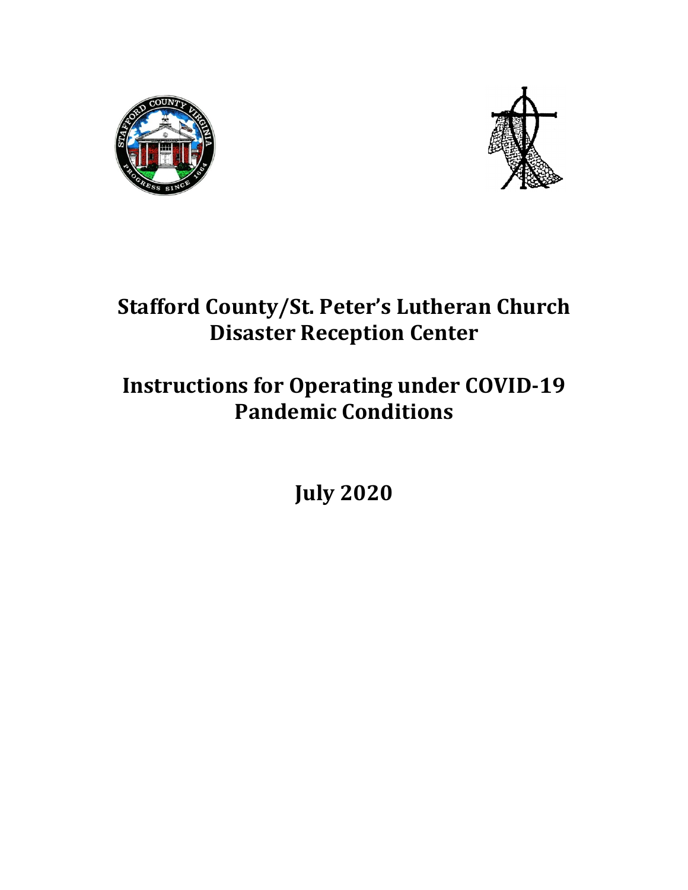# Stafford County/St. Peter's Lutheran Church Disaster Reception Center

# Instructions for Operating under COVID-19 Pandemic Conditions

## July 2020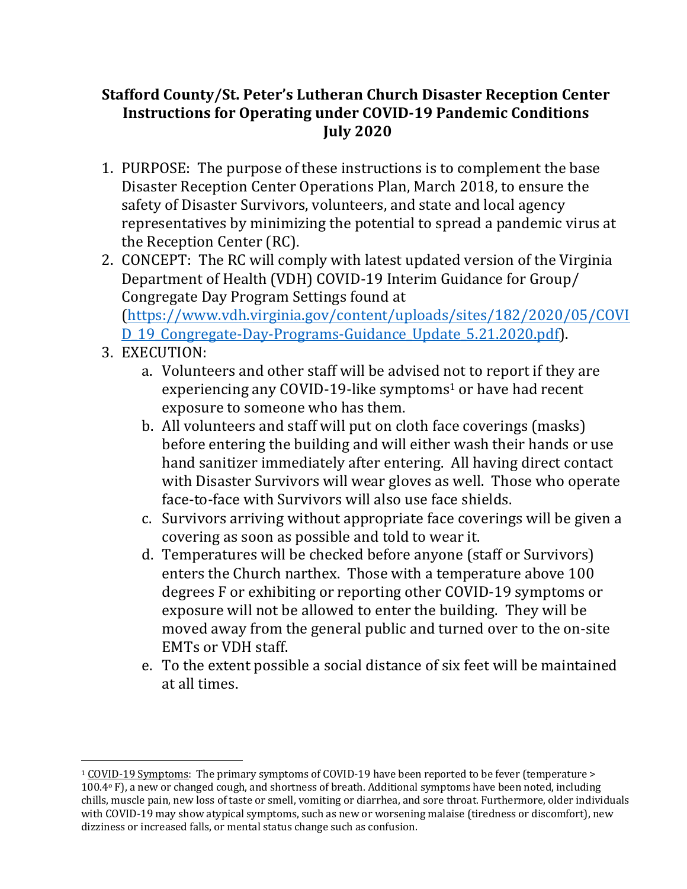# Stafford County/St. Peter's Lutheran Church Disaster Reception Center Instructions for Operating under COVID-19 Pandemic Conditions July 2020

1. PURPOSE: The purpose of these instructions is to complement the base Disaster Reception Center Operations Plan, March 2018, to ensure the safety of Disaster Survivors, volunteers, and state and local agency representatives by minimizing the potential to spread a pandemic virus at the Reception Center (RC).
2. CONCEPT: The RC will comply with latest updated version of the Virginia Department of Health (VDH) COVID-19 Interim Guidance for Group/ Congregate Day Program Settings found at ([https://www.vdh.virginia.gov/content/uploads/sites/182/2020/05/COVID_19_Congregate-Day-Programs-Guidance_Update_5.21.2020.pdf](https://www.vdh.virginia.gov/content/uploads/sites/182/2020/05/COVID_19_Congregate-Day-Programs-Guidance_Update_5.21.2020.pdf)).
3. EXECUTION:
   a. Volunteers and other staff will be advised not to report if they are experiencing any COVID-19-like symptoms[1] or have had recent exposure to someone who has them.
   b. All volunteers and staff will put on cloth face coverings (masks) before entering the building and will either wash their hands or use hand sanitizer immediately after entering. All having direct contact with Disaster Survivors will wear gloves as well. Those who operate face-to-face with Survivors will also use face shields.
   c. Survivors arriving without appropriate face coverings will be given a covering as soon as possible and told to wear it.
   d. Temperatures will be checked before anyone (staff or Survivors) enters the Church narthex. Those with a temperature above 100 degrees F or exhibiting or reporting other COVID-19 symptoms or exposure will not be allowed to enter the building. They will be moved away from the general public and turned over to the on-site EMTs or VDH staff.
   e. To the extent possible a social distance of six feet will be maintained at all times.

---

[1] COVID-19 Symptoms: The primary symptoms of COVID-19 have been reported to be fever (temperature > 100.4° F), a new or changed cough, and shortness of breath. Additional symptoms have been noted, including chills, muscle pain, new loss of taste or smell, vomiting or diarrhea, and sore throat. Furthermore, older individuals with COVID-19 may show atypical symptoms, such as new or worsening malaise (tiredness or discomfort), new dizziness or increased falls, or mental status change such as confusion.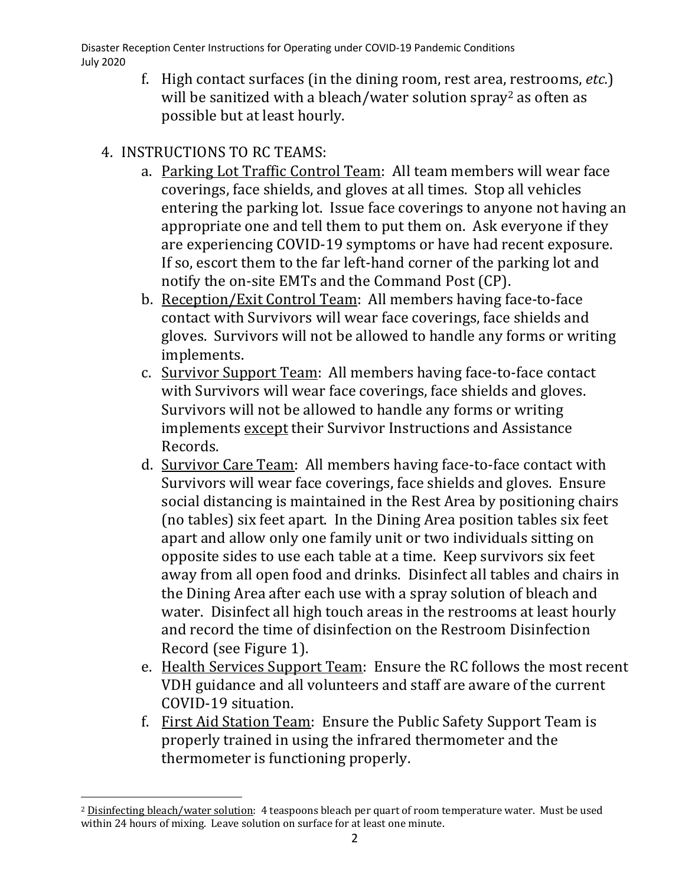f. High contact surfaces (in the dining room, rest area, restrooms, *etc.*) will be sanitized with a bleach/water solution spray[2] as often as possible but at least hourly.

4. INSTRUCTIONS TO RC TEAMS:

   a. Parking Lot Traffic Control Team: All team members will wear face coverings, face shields, and gloves at all times. Stop all vehicles entering the parking lot. Issue face coverings to anyone not having an appropriate one and tell them to put them on. Ask everyone if they are experiencing COVID-19 symptoms or have had recent exposure. If so, escort them to the far left-hand corner of the parking lot and notify the on-site EMTs and the Command Post (CP).
   b. Reception/Exit Control Team: All members having face-to-face contact with Survivors will wear face coverings, face shields and gloves. Survivors will not be allowed to handle any forms or writing implements.
   c. Survivor Support Team: All members having face-to-face contact with Survivors will wear face coverings, face shields and gloves. Survivors will not be allowed to handle any forms or writing implements except their Survivor Instructions and Assistance Records.
   d. Survivor Care Team: All members having face-to-face contact with Survivors will wear face coverings, face shields and gloves. Ensure social distancing is maintained in the Rest Area by positioning chairs (no tables) six feet apart. In the Dining Area position tables six feet apart and allow only one family unit or two individuals sitting on opposite sides to use each table at a time. Keep survivors six feet away from all open food and drinks. Disinfect all tables and chairs in the Dining Area after each use with a spray solution of bleach and water. Disinfect all high touch areas in the restrooms at least hourly and record the time of disinfection on the Restroom Disinfection Record (see Figure 1).
   e. Health Services Support Team: Ensure the RC follows the most recent VDH guidance and all volunteers and staff are aware of the current COVID-19 situation.
   f. First Aid Station Team: Ensure the Public Safety Support Team is properly trained in using the infrared thermometer and the thermometer is functioning properly.

[2] Disinfecting bleach/water solution: 4 teaspoons bleach per quart of room temperature water. Must be used within 24 hours of mixing. Leave solution on surface for at least one minute.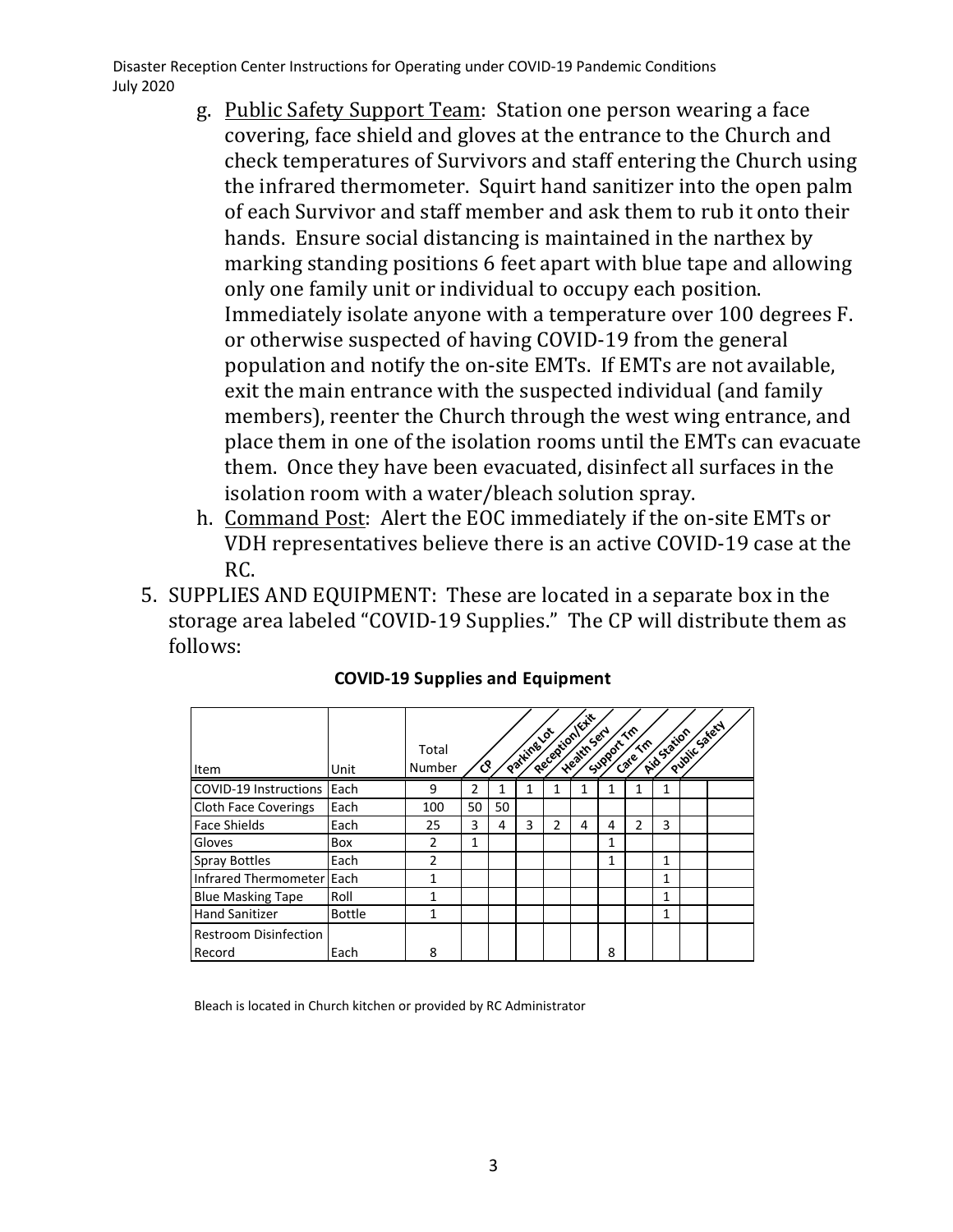g. Public Safety Support Team: Station one person wearing a face covering, face shield and gloves at the entrance to the Church and check temperatures of Survivors and staff entering the Church using the infrared thermometer. Squirt hand sanitizer into the open palm of each Survivor and staff member and ask them to rub it onto their hands. Ensure social distancing is maintained in the narthex by marking standing positions 6 feet apart with blue tape and allowing only one family unit or individual to occupy each position. Immediately isolate anyone with a temperature over 100 degrees F. or otherwise suspected of having COVID-19 from the general population and notify the on-site EMTs. If EMTs are not available, exit the main entrance with the suspected individual (and family members), reenter the Church through the west wing entrance, and place them in one of the isolation rooms until the EMTs can evacuate them. Once they have been evacuated, disinfect all surfaces in the isolation room with a water/bleach solution spray.

h. Command Post: Alert the EOC immediately if the on-site EMTs or VDH representatives believe there is an active COVID-19 case at the RC.

5. SUPPLIES AND EQUIPMENT: These are located in a separate box in the storage area labeled "COVID-19 Supplies." The CP will distribute them as follows:

**COVID-19 Supplies and Equipment**

| Item | Unit | Total Number | CP | Parking Lot | Reception/Exit | Health Serv | Support Tm | Care Tm | Aid Station | Public Safety | | |
|---|---|---|---|---|---|---|---|---|---|---|---|---|
| COVID-19 Instructions | Each | 9 | 2 | 1 | 1 | 1 | 1 | 1 | 1 | 1 | | |
| Cloth Face Coverings | Each | 100 | 50 | 50 | | | | | | | | |
| Face Shields | Each | 25 | 3 | 4 | 3 | 2 | 4 | 4 | 2 | 3 | | |
| Gloves | Box | 2 | 1 | | | | | 1 | | | | |
| Spray Bottles | Each | 2 | | | | | | 1 | | 1 | | |
| Infrared Thermometer | Each | 1 | | | | | | | | 1 | | |
| Blue Masking Tape | Roll | 1 | | | | | | | | 1 | | |
| Hand Sanitizer | Bottle | 1 | | | | | | | | 1 | | |
| Restroom Disinfection Record | Each | 8 | | | | | | 8 | | | | |

Bleach is located in Church kitchen or provided by RC Administrator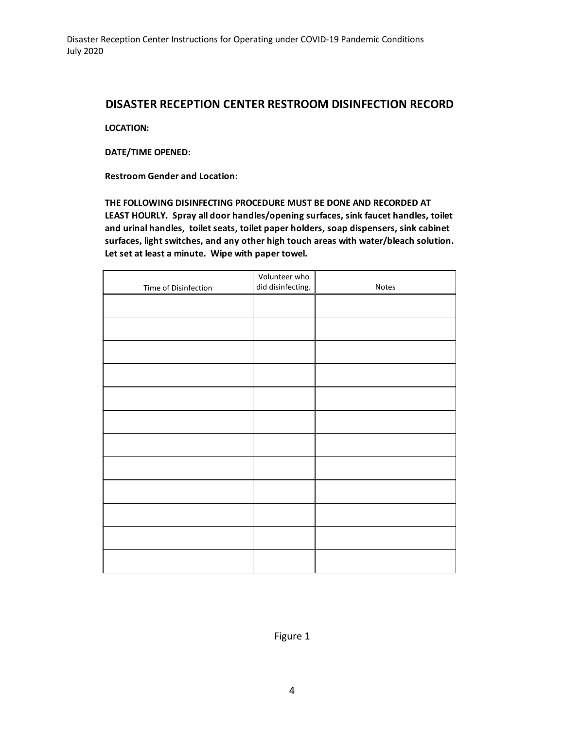## DISASTER RECEPTION CENTER RESTROOM DISINFECTION RECORD

**LOCATION:**

**DATE/TIME OPENED:**

**Restroom Gender and Location:**

**THE FOLLOWING DISINFECTING PROCEDURE MUST BE DONE AND RECORDED AT LEAST HOURLY. Spray all door handles/opening surfaces, sink faucet handles, toilet and urinal handles, toilet seats, toilet paper holders, soap dispensers, sink cabinet surfaces, light switches, and any other high touch areas with water/bleach solution. Let set at least a minute. Wipe with paper towel.**

| Time of Disinfection | Volunteer who did disinfecting. | Notes |
|---|---|---|
| | | |
| | | |
| | | |
| | | |
| | | |
| | | |
| | | |
| | | |
| | | |
| | | |
| | | |
| | | |

Figure 1